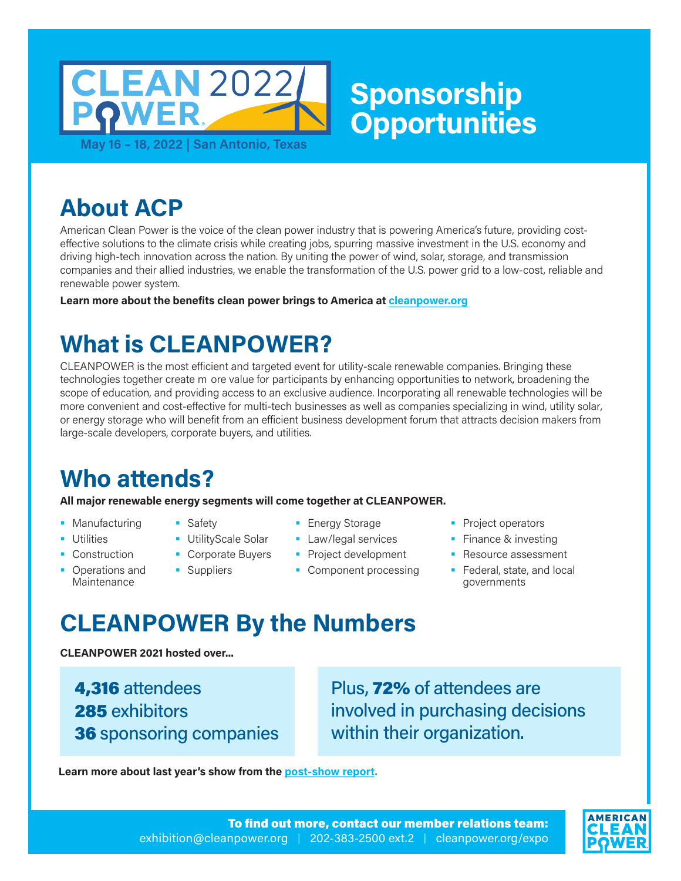# CLEAN POWER 2022

May 16 – 18, 2022 | San Antonio, Texas

# Sponsorship Opportunities

## About ACP

American Clean Power is the voice of the clean power industry that is powering America's future, providing cost-effective solutions to the climate crisis while creating jobs, spurring massive investment in the U.S. economy and driving high-tech innovation across the nation. By uniting the power of wind, solar, storage, and transmission companies and their allied industries, we enable the transformation of the U.S. power grid to a low-cost, reliable and renewable power system.

**Learn more about the benefits clean power brings to America at cleanpower.org**

## What is CLEANPOWER?

CLEANPOWER is the most efficient and targeted event for utility-scale renewable companies. Bringing these technologies together create m ore value for participants by enhancing opportunities to network, broadening the scope of education, and providing access to an exclusive audience. Incorporating all renewable technologies will be more convenient and cost-effective for multi-tech businesses as well as companies specializing in wind, utility solar, or energy storage who will benefit from an efficient business development forum that attracts decision makers from large-scale developers, corporate buyers, and utilities.

## Who attends?

**All major renewable energy segments will come together at CLEANPOWER.**

- Manufacturing
- Utilities
- Construction
- Operations and Maintenance
- Safety
- UtilityScale Solar
- Corporate Buyers
- Suppliers
- Energy Storage
- Law/legal services
- Project development
- Component processing
- Project operators
- Finance & investing
- Resource assessment
- Federal, state, and local governments

## CLEANPOWER By the Numbers

**CLEANPOWER 2021 hosted over...**

**4,316** attendees
**285** exhibitors
**36** sponsoring companies

Plus, **72%** of attendees are involved in purchasing decisions within their organization.

**Learn more about last year's show from the post-show report.**

**To find out more, contact our member relations team:**
exhibition@cleanpower.org | 202-383-2500 ext.2 | cleanpower.org/expo

AMERICAN CLEAN POWER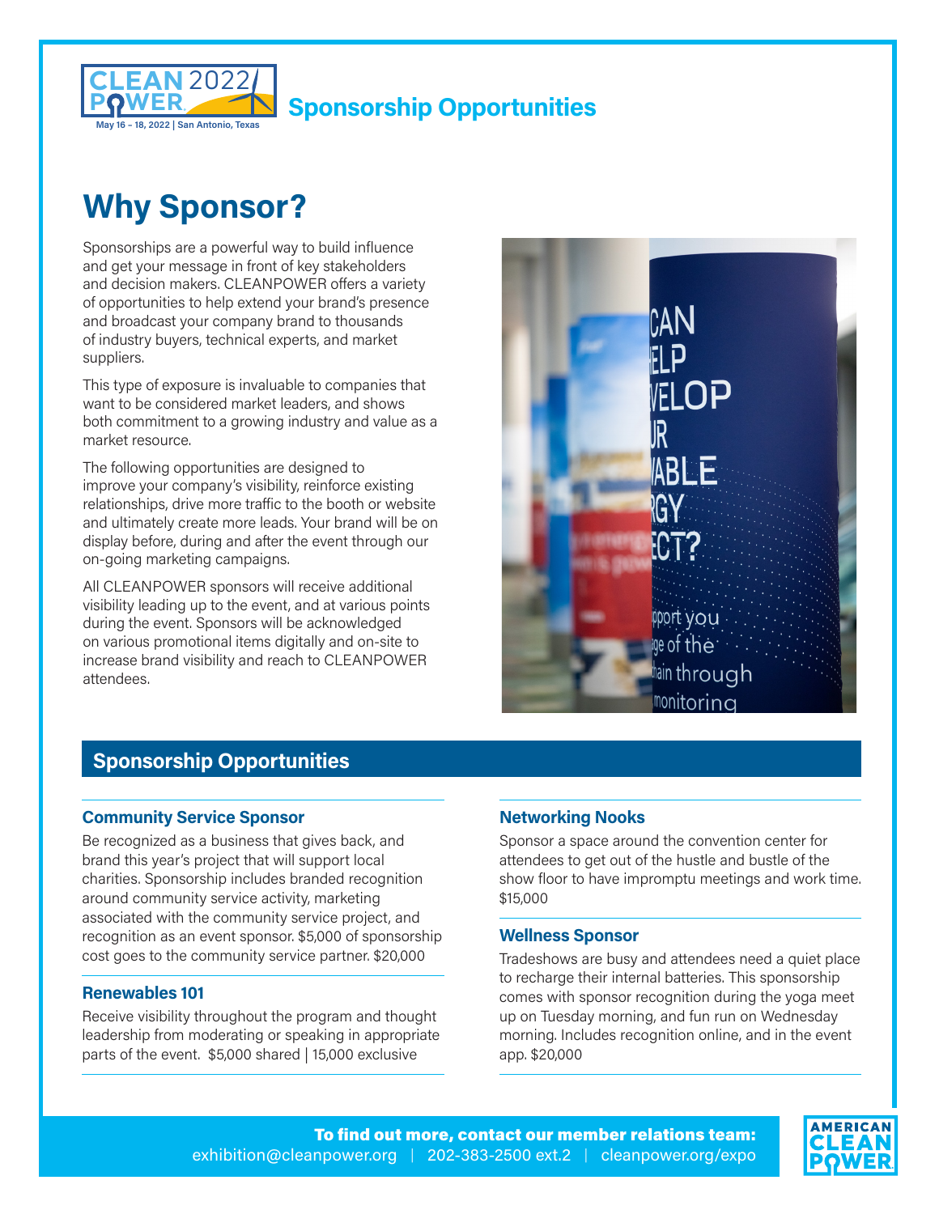## Sponsorship Opportunities

# Why Sponsor?

Sponsorships are a powerful way to build influence and get your message in front of key stakeholders and decision makers. CLEANPOWER offers a variety of opportunities to help extend your brand's presence and broadcast your company brand to thousands of industry buyers, technical experts, and market suppliers.

This type of exposure is invaluable to companies that want to be considered market leaders, and shows both commitment to a growing industry and value as a market resource.

The following opportunities are designed to improve your company's visibility, reinforce existing relationships, drive more traffic to the booth or website and ultimately create more leads. Your brand will be on display before, during and after the event through our on-going marketing campaigns.

All CLEANPOWER sponsors will receive additional visibility leading up to the event, and at various points during the event. Sponsors will be acknowledged on various promotional items digitally and on-site to increase brand visibility and reach to CLEANPOWER attendees.

## Sponsorship Opportunities

### Community Service Sponsor

Be recognized as a business that gives back, and brand this year's project that will support local charities. Sponsorship includes branded recognition around community service activity, marketing associated with the community service project, and recognition as an event sponsor. $5,000 of sponsorship cost goes to the community service partner. $20,000

### Renewables 101

Receive visibility throughout the program and thought leadership from moderating or speaking in appropriate parts of the event. $5,000 shared | 15,000 exclusive

### Networking Nooks

Sponsor a space around the convention center for attendees to get out of the hustle and bustle of the show floor to have impromptu meetings and work time. $15,000

### Wellness Sponsor

Tradeshows are busy and attendees need a quiet place to recharge their internal batteries. This sponsorship comes with sponsor recognition during the yoga meet up on Tuesday morning, and fun run on Wednesday morning. Includes recognition online, and in the event app. $20,000

**To find out more, contact our member relations team:**
exhibition@cleanpower.org | 202-383-2500 ext.2 | cleanpower.org/expo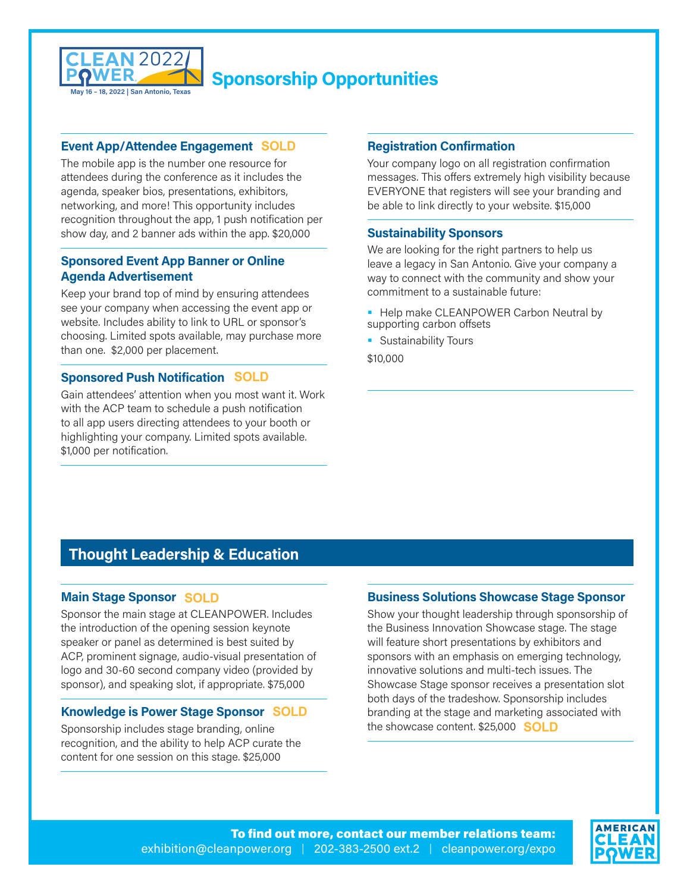# Sponsorship Opportunities

CLEAN POWER 2022 — May 16 – 18, 2022 | San Antonio, Texas

### Event App/Attendee Engagement SOLD

The mobile app is the number one resource for attendees during the conference as it includes the agenda, speaker bios, presentations, exhibitors, networking, and more! This opportunity includes recognition throughout the app, 1 push notification per show day, and 2 banner ads within the app. $20,000

### Sponsored Event App Banner or Online Agenda Advertisement

Keep your brand top of mind by ensuring attendees see your company when accessing the event app or website. Includes ability to link to URL or sponsor's choosing. Limited spots available, may purchase more than one. $2,000 per placement.

### Sponsored Push Notification SOLD

Gain attendees' attention when you most want it. Work with the ACP team to schedule a push notification to all app users directing attendees to your booth or highlighting your company. Limited spots available. $1,000 per notification.

### Registration Confirmation

Your company logo on all registration confirmation messages. This offers extremely high visibility because EVERYONE that registers will see your branding and be able to link directly to your website. $15,000

### Sustainability Sponsors

We are looking for the right partners to help us leave a legacy in San Antonio. Give your company a way to connect with the community and show your commitment to a sustainable future:

- Help make CLEANPOWER Carbon Neutral by supporting carbon offsets
- Sustainability Tours

$10,000

## Thought Leadership & Education

### Main Stage Sponsor SOLD

Sponsor the main stage at CLEANPOWER. Includes the introduction of the opening session keynote speaker or panel as determined is best suited by ACP, prominent signage, audio-visual presentation of logo and 30-60 second company video (provided by sponsor), and speaking slot, if appropriate. $75,000

### Knowledge is Power Stage Sponsor SOLD

Sponsorship includes stage branding, online recognition, and the ability to help ACP curate the content for one session on this stage. $25,000

### Business Solutions Showcase Stage Sponsor

Show your thought leadership through sponsorship of the Business Innovation Showcase stage. The stage will feature short presentations by exhibitors and sponsors with an emphasis on emerging technology, innovative solutions and multi-tech issues. The Showcase Stage sponsor receives a presentation slot both days of the tradeshow. Sponsorship includes branding at the stage and marketing associated with the showcase content. $25,000 SOLD

**To find out more, contact our member relations team:**
exhibition@cleanpower.org | 202-383-2500 ext.2 | cleanpower.org/expo

AMERICAN CLEAN POWER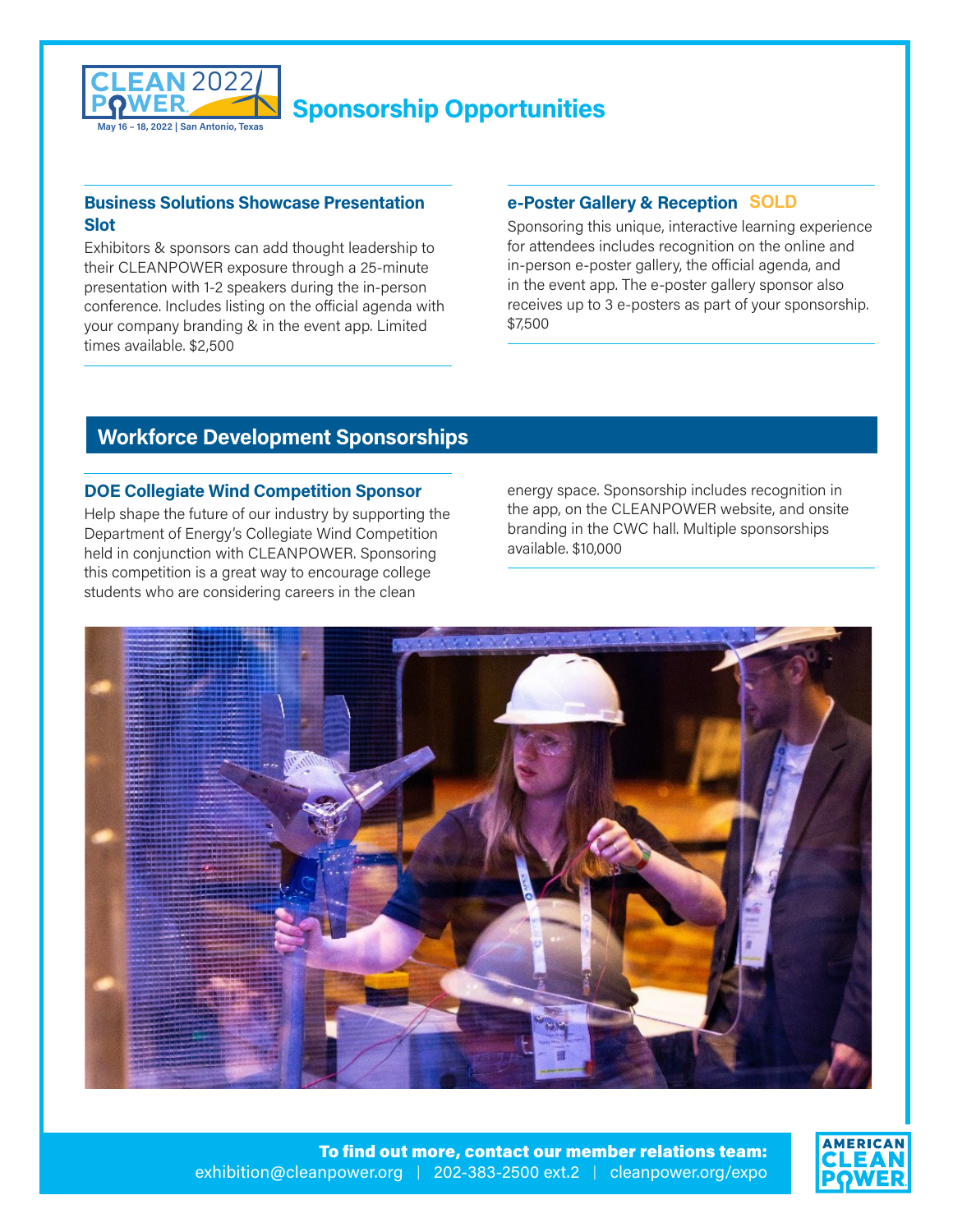# Sponsorship Opportunities

CLEAN POWER 2022 — May 16 – 18, 2022 | San Antonio, Texas

### Business Solutions Showcase Presentation Slot

Exhibitors & sponsors can add thought leadership to their CLEANPOWER exposure through a 25-minute presentation with 1-2 speakers during the in-person conference. Includes listing on the official agenda with your company branding & in the event app. Limited times available. $2,500

### e-Poster Gallery & Reception SOLD

Sponsoring this unique, interactive learning experience for attendees includes recognition on the online and in-person e-poster gallery, the official agenda, and in the event app. The e-poster gallery sponsor also receives up to 3 e-posters as part of your sponsorship. $7,500

## Workforce Development Sponsorships

### DOE Collegiate Wind Competition Sponsor

Help shape the future of our industry by supporting the Department of Energy's Collegiate Wind Competition held in conjunction with CLEANPOWER. Sponsoring this competition is a great way to encourage college students who are considering careers in the clean energy space. Sponsorship includes recognition in the app, on the CLEANPOWER website, and onsite branding in the CWC hall. Multiple sponsorships available. $10,000

**To find out more, contact our member relations team:**
exhibition@cleanpower.org | 202-383-2500 ext.2 | cleanpower.org/expo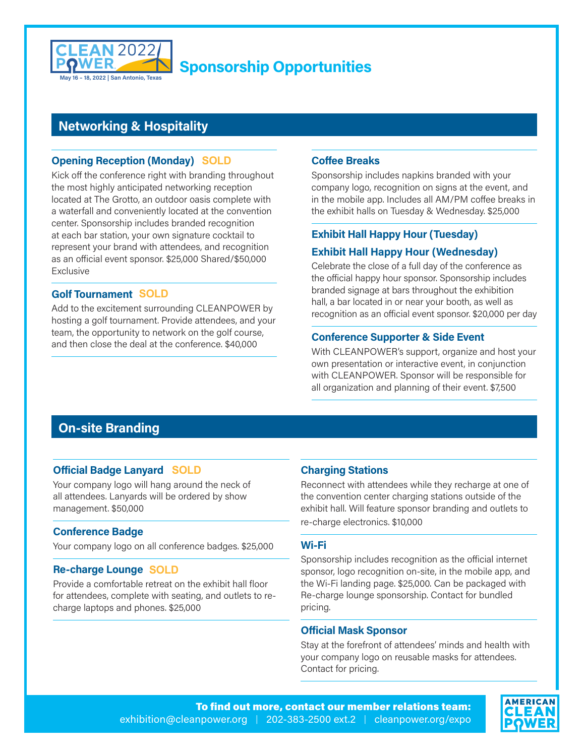CLEAN POWER 2022

May 16 – 18, 2022 | San Antonio, Texas

# Sponsorship Opportunities

## Networking & Hospitality

### Opening Reception (Monday) SOLD

Kick off the conference right with branding throughout the most highly anticipated networking reception located at The Grotto, an outdoor oasis complete with a waterfall and conveniently located at the convention center. Sponsorship includes branded recognition at each bar station, your own signature cocktail to represent your brand with attendees, and recognition as an official event sponsor. $25,000 Shared/$50,000 Exclusive

### Golf Tournament SOLD

Add to the excitement surrounding CLEANPOWER by hosting a golf tournament. Provide attendees, and your team, the opportunity to network on the golf course, and then close the deal at the conference. $40,000

### Coffee Breaks

Sponsorship includes napkins branded with your company logo, recognition on signs at the event, and in the mobile app. Includes all AM/PM coffee breaks in the exhibit halls on Tuesday & Wednesday. $25,000

### Exhibit Hall Happy Hour (Tuesday)

### Exhibit Hall Happy Hour (Wednesday)

Celebrate the close of a full day of the conference as the official happy hour sponsor. Sponsorship includes branded signage at bars throughout the exhibition hall, a bar located in or near your booth, as well as recognition as an official event sponsor. $20,000 per day

### Conference Supporter & Side Event

With CLEANPOWER's support, organize and host your own presentation or interactive event, in conjunction with CLEANPOWER. Sponsor will be responsible for all organization and planning of their event. $7,500

## On-site Branding

### Official Badge Lanyard SOLD

Your company logo will hang around the neck of all attendees. Lanyards will be ordered by show management. $50,000

### Conference Badge

Your company logo on all conference badges. $25,000

### Re-charge Lounge SOLD

Provide a comfortable retreat on the exhibit hall floor for attendees, complete with seating, and outlets to re-charge laptops and phones. $25,000

### Charging Stations

Reconnect with attendees while they recharge at one of the convention center charging stations outside of the exhibit hall. Will feature sponsor branding and outlets to re-charge electronics. $10,000

### Wi-Fi

Sponsorship includes recognition as the official internet sponsor, logo recognition on-site, in the mobile app, and the Wi-Fi landing page. $25,000. Can be packaged with Re-charge lounge sponsorship. Contact for bundled pricing.

### Official Mask Sponsor

Stay at the forefront of attendees' minds and health with your company logo on reusable masks for attendees. Contact for pricing.

**To find out more, contact our member relations team:**
exhibition@cleanpower.org | 202-383-2500 ext.2 | cleanpower.org/expo

AMERICAN CLEAN POWER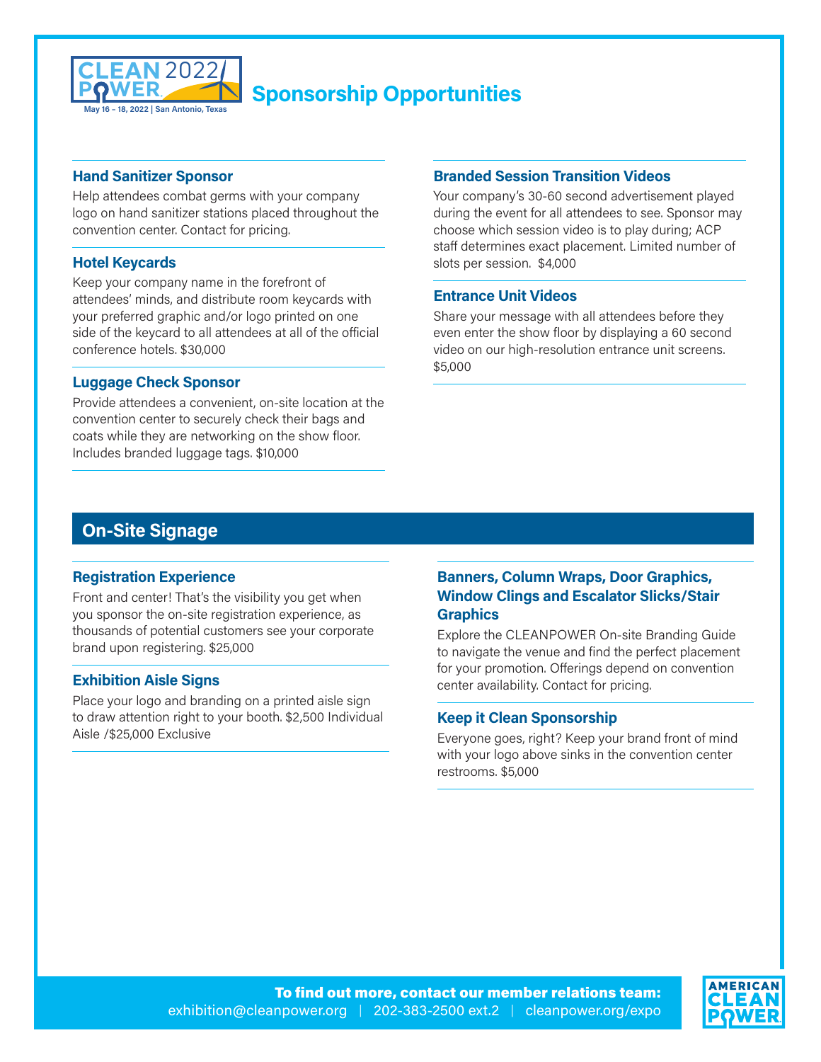# Sponsorship Opportunities

CLEAN POWER 2022
May 16 – 18, 2022 | San Antonio, Texas

### Hand Sanitizer Sponsor

Help attendees combat germs with your company logo on hand sanitizer stations placed throughout the convention center. Contact for pricing.

### Hotel Keycards

Keep your company name in the forefront of attendees' minds, and distribute room keycards with your preferred graphic and/or logo printed on one side of the keycard to all attendees at all of the official conference hotels. $30,000

### Luggage Check Sponsor

Provide attendees a convenient, on-site location at the convention center to securely check their bags and coats while they are networking on the show floor. Includes branded luggage tags. $10,000

### Branded Session Transition Videos

Your company's 30-60 second advertisement played during the event for all attendees to see. Sponsor may choose which session video is to play during; ACP staff determines exact placement. Limited number of slots per session. $4,000

### Entrance Unit Videos

Share your message with all attendees before they even enter the show floor by displaying a 60 second video on our high-resolution entrance unit screens. $5,000

## On-Site Signage

### Registration Experience

Front and center! That's the visibility you get when you sponsor the on-site registration experience, as thousands of potential customers see your corporate brand upon registering. $25,000

### Exhibition Aisle Signs

Place your logo and branding on a printed aisle sign to draw attention right to your booth. $2,500 Individual Aisle /$25,000 Exclusive

### Banners, Column Wraps, Door Graphics, Window Clings and Escalator Slicks/Stair Graphics

Explore the CLEANPOWER On-site Branding Guide to navigate the venue and find the perfect placement for your promotion. Offerings depend on convention center availability. Contact for pricing.

### Keep it Clean Sponsorship

Everyone goes, right? Keep your brand front of mind with your logo above sinks in the convention center restrooms. $5,000

**To find out more, contact our member relations team:**
exhibition@cleanpower.org | 202-383-2500 ext.2 | cleanpower.org/expo

AMERICAN CLEAN POWER